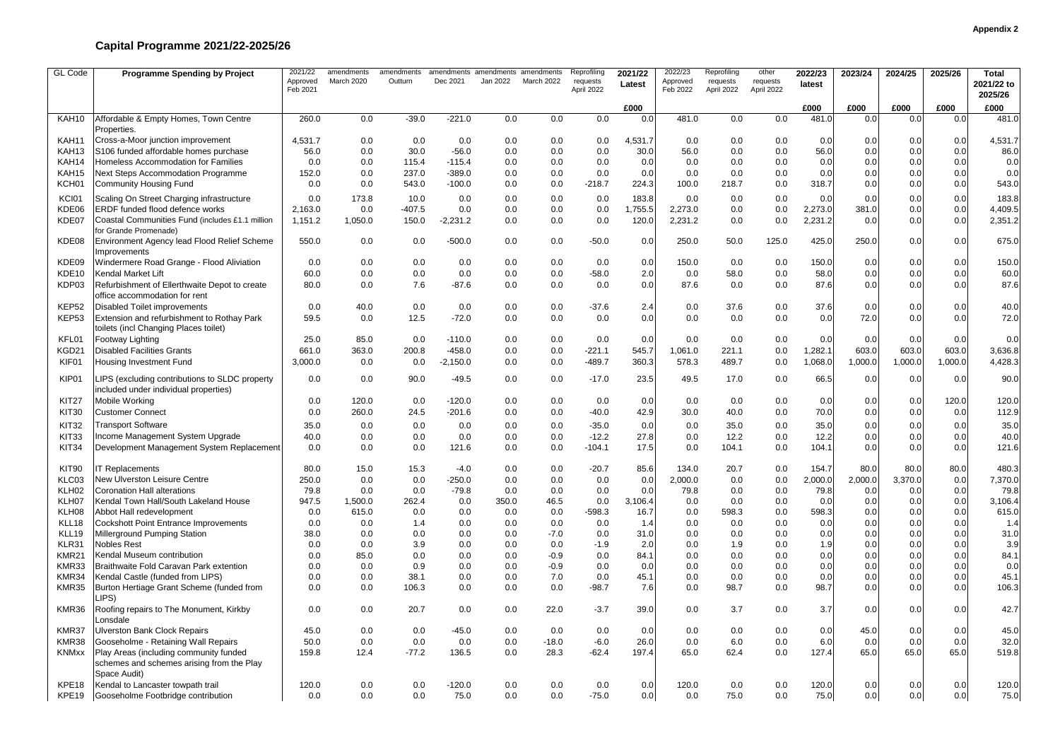Appendix 2

# Capital Programme 2021/22-2025/26

| GL Code | Programme Spending by Project | 2021/22 Approved Feb 2021 | amendments March 2020 | amendments Outurn | amendments Dec 2021 | amendments Jan 2022 | amendments March 2022 | Reprofiling requests April 2022 | 2021/22 Latest | 2022/23 Approved Feb 2022 | Reprofiling requests April 2022 | other requests April 2022 | 2022/23 latest | 2023/24 | 2024/25 | 2025/26 | Total 2021/22 to 2025/26 |
|---|---|---|---|---|---|---|---|---|---|---|---|---|---|---|---|---|---|
| | | | | | | | | | £000 | | | | £000 | £000 | £000 | £000 | £000 |
| KAH10 | Affordable & Empty Homes, Town Centre Properties. | 260.0 | 0.0 | -39.0 | -221.0 | 0.0 | 0.0 | 0.0 | 0.0 | 481.0 | 0.0 | 0.0 | 481.0 | 0.0 | 0.0 | 0.0 | 481.0 |
| KAH11 | Cross-a-Moor junction improvement | 4,531.7 | 0.0 | 0.0 | 0.0 | 0.0 | 0.0 | 0.0 | 4,531.7 | 0.0 | 0.0 | 0.0 | 0.0 | 0.0 | 0.0 | 0.0 | 4,531.7 |
| KAH13 | S106 funded affordable homes purchase | 56.0 | 0.0 | 30.0 | -56.0 | 0.0 | 0.0 | 0.0 | 30.0 | 56.0 | 0.0 | 0.0 | 56.0 | 0.0 | 0.0 | 0.0 | 86.0 |
| KAH14 | Homeless Accommodation for Families | 0.0 | 0.0 | 115.4 | -115.4 | 0.0 | 0.0 | 0.0 | 0.0 | 0.0 | 0.0 | 0.0 | 0.0 | 0.0 | 0.0 | 0.0 | 0.0 |
| KAH15 | Next Steps Accommodation Programme | 152.0 | 0.0 | 237.0 | -389.0 | 0.0 | 0.0 | 0.0 | 0.0 | 0.0 | 0.0 | 0.0 | 0.0 | 0.0 | 0.0 | 0.0 | 0.0 |
| KCH01 | Community Housing Fund | 0.0 | 0.0 | 543.0 | -100.0 | 0.0 | 0.0 | -218.7 | 224.3 | 100.0 | 218.7 | 0.0 | 318.7 | 0.0 | 0.0 | 0.0 | 543.0 |
| KCI01 | Scaling On Street Charging infrastructure | 0.0 | 173.8 | 10.0 | 0.0 | 0.0 | 0.0 | 0.0 | 183.8 | 0.0 | 0.0 | 0.0 | 0.0 | 0.0 | 0.0 | 0.0 | 183.8 |
| KDE06 | ERDF funded flood defence works | 2,163.0 | 0.0 | -407.5 | 0.0 | 0.0 | 0.0 | 0.0 | 1,755.5 | 2,273.0 | 0.0 | 0.0 | 2,273.0 | 381.0 | 0.0 | 0.0 | 4,409.5 |
| KDE07 | Coastal Communities Fund (includes £1.1 million for Grande Promenade) | 1,151.2 | 1,050.0 | 150.0 | -2,231.2 | 0.0 | 0.0 | 0.0 | 120.0 | 2,231.2 | 0.0 | 0.0 | 2,231.2 | 0.0 | 0.0 | 0.0 | 2,351.2 |
| KDE08 | Environment Agency lead Flood Relief Scheme Improvements | 550.0 | 0.0 | 0.0 | -500.0 | 0.0 | 0.0 | -50.0 | 0.0 | 250.0 | 50.0 | 125.0 | 425.0 | 250.0 | 0.0 | 0.0 | 675.0 |
| KDE09 | Windermere Road Grange - Flood Aliviation | 0.0 | 0.0 | 0.0 | 0.0 | 0.0 | 0.0 | 0.0 | 0.0 | 150.0 | 0.0 | 0.0 | 150.0 | 0.0 | 0.0 | 0.0 | 150.0 |
| KDE10 | Kendal Market Lift | 60.0 | 0.0 | 0.0 | 0.0 | 0.0 | 0.0 | -58.0 | 2.0 | 0.0 | 58.0 | 0.0 | 58.0 | 0.0 | 0.0 | 0.0 | 60.0 |
| KDP03 | Refurbishment of Ellerthwaite Depot to create office accommodation for rent | 80.0 | 0.0 | 7.6 | -87.6 | 0.0 | 0.0 | 0.0 | 0.0 | 87.6 | 0.0 | 0.0 | 87.6 | 0.0 | 0.0 | 0.0 | 87.6 |
| KEP52 | Disabled Toilet improvements | 0.0 | 40.0 | 0.0 | 0.0 | 0.0 | 0.0 | -37.6 | 2.4 | 0.0 | 37.6 | 0.0 | 37.6 | 0.0 | 0.0 | 0.0 | 40.0 |
| KEP53 | Extension and refurbishment to Rothay Park toilets (incl Changing Places toilet) | 59.5 | 0.0 | 12.5 | -72.0 | 0.0 | 0.0 | 0.0 | 0.0 | 0.0 | 0.0 | 0.0 | 0.0 | 72.0 | 0.0 | 0.0 | 72.0 |
| KFL01 | Footway Lighting | 25.0 | 85.0 | 0.0 | -110.0 | 0.0 | 0.0 | 0.0 | 0.0 | 0.0 | 0.0 | 0.0 | 0.0 | 0.0 | 0.0 | 0.0 | 0.0 |
| KGD21 | Disabled Facilities Grants | 661.0 | 363.0 | 200.8 | -458.0 | 0.0 | 0.0 | -221.1 | 545.7 | 1,061.0 | 221.1 | 0.0 | 1,282.1 | 603.0 | 603.0 | 603.0 | 3,636.8 |
| KIF01 | Housing Investment Fund | 3,000.0 | 0.0 | 0.0 | -2,150.0 | 0.0 | 0.0 | -489.7 | 360.3 | 578.3 | 489.7 | 0.0 | 1,068.0 | 1,000.0 | 1,000.0 | 1,000.0 | 4,428.3 |
| KIP01 | LIPS (excluding contributions to SLDC property included under individual properties) | 0.0 | 0.0 | 90.0 | -49.5 | 0.0 | 0.0 | -17.0 | 23.5 | 49.5 | 17.0 | 0.0 | 66.5 | 0.0 | 0.0 | 0.0 | 90.0 |
| KIT27 | Mobile Working | 0.0 | 120.0 | 0.0 | -120.0 | 0.0 | 0.0 | 0.0 | 0.0 | 0.0 | 0.0 | 0.0 | 0.0 | 0.0 | 0.0 | 120.0 | 120.0 |
| KIT30 | Customer Connect | 0.0 | 260.0 | 24.5 | -201.6 | 0.0 | 0.0 | -40.0 | 42.9 | 30.0 | 40.0 | 0.0 | 70.0 | 0.0 | 0.0 | 0.0 | 112.9 |
| KIT32 | Transport Software | 35.0 | 0.0 | 0.0 | 0.0 | 0.0 | 0.0 | -35.0 | 0.0 | 0.0 | 35.0 | 0.0 | 35.0 | 0.0 | 0.0 | 0.0 | 35.0 |
| KIT33 | Income Management System Upgrade | 40.0 | 0.0 | 0.0 | 0.0 | 0.0 | 0.0 | -12.2 | 27.8 | 0.0 | 12.2 | 0.0 | 12.2 | 0.0 | 0.0 | 0.0 | 40.0 |
| KIT34 | Development Management System Replacement | 0.0 | 0.0 | 0.0 | 121.6 | 0.0 | 0.0 | -104.1 | 17.5 | 0.0 | 104.1 | 0.0 | 104.1 | 0.0 | 0.0 | 0.0 | 121.6 |
| KIT90 | IT Replacements | 80.0 | 15.0 | 15.3 | -4.0 | 0.0 | 0.0 | -20.7 | 85.6 | 134.0 | 20.7 | 0.0 | 154.7 | 80.0 | 80.0 | 80.0 | 480.3 |
| KLC03 | New Ulverston Leisure Centre | 250.0 | 0.0 | 0.0 | -250.0 | 0.0 | 0.0 | 0.0 | 0.0 | 2,000.0 | 0.0 | 0.0 | 2,000.0 | 2,000.0 | 3,370.0 | 0.0 | 7,370.0 |
| KLH02 | Coronation Hall alterations | 79.8 | 0.0 | 0.0 | -79.8 | 0.0 | 0.0 | 0.0 | 0.0 | 79.8 | 0.0 | 0.0 | 79.8 | 0.0 | 0.0 | 0.0 | 79.8 |
| KLH07 | Kendal Town Hall/South Lakeland House | 947.5 | 1,500.0 | 262.4 | 0.0 | 350.0 | 46.5 | 0.0 | 3,106.4 | 0.0 | 0.0 | 0.0 | 0.0 | 0.0 | 0.0 | 0.0 | 3,106.4 |
| KLH08 | Abbot Hall redevelopment | 0.0 | 615.0 | 0.0 | 0.0 | 0.0 | 0.0 | -598.3 | 16.7 | 0.0 | 598.3 | 0.0 | 598.3 | 0.0 | 0.0 | 0.0 | 615.0 |
| KLL18 | Cockshott Point Entrance Improvements | 0.0 | 0.0 | 1.4 | 0.0 | 0.0 | 0.0 | 0.0 | 1.4 | 0.0 | 0.0 | 0.0 | 0.0 | 0.0 | 0.0 | 0.0 | 1.4 |
| KLL19 | Millerground Pumping Station | 38.0 | 0.0 | 0.0 | 0.0 | 0.0 | -7.0 | 0.0 | 31.0 | 0.0 | 0.0 | 0.0 | 0.0 | 0.0 | 0.0 | 0.0 | 31.0 |
| KLR31 | Nobles Rest | 0.0 | 0.0 | 3.9 | 0.0 | 0.0 | 0.0 | -1.9 | 2.0 | 0.0 | 1.9 | 0.0 | 1.9 | 0.0 | 0.0 | 0.0 | 3.9 |
| KMR21 | Kendal Museum contribution | 0.0 | 85.0 | 0.0 | 0.0 | 0.0 | -0.9 | 0.0 | 84.1 | 0.0 | 0.0 | 0.0 | 0.0 | 0.0 | 0.0 | 0.0 | 84.1 |
| KMR33 | Braithwaite Fold Caravan Park extention | 0.0 | 0.0 | 0.9 | 0.0 | 0.0 | -0.9 | 0.0 | 0.0 | 0.0 | 0.0 | 0.0 | 0.0 | 0.0 | 0.0 | 0.0 | 0.0 |
| KMR34 | Kendal Castle (funded from LIPS) | 0.0 | 0.0 | 38.1 | 0.0 | 0.0 | 7.0 | 0.0 | 45.1 | 0.0 | 0.0 | 0.0 | 0.0 | 0.0 | 0.0 | 0.0 | 45.1 |
| KMR35 | Burton Hertiage Grant Scheme (funded from LIPS) | 0.0 | 0.0 | 106.3 | 0.0 | 0.0 | 0.0 | -98.7 | 7.6 | 0.0 | 98.7 | 0.0 | 98.7 | 0.0 | 0.0 | 0.0 | 106.3 |
| KMR36 | Roofing repairs to The Monument, Kirkby Lonsdale | 0.0 | 0.0 | 20.7 | 0.0 | 0.0 | 22.0 | -3.7 | 39.0 | 0.0 | 3.7 | 0.0 | 3.7 | 0.0 | 0.0 | 0.0 | 42.7 |
| KMR37 | Ulverston Bank Clock Repairs | 45.0 | 0.0 | 0.0 | -45.0 | 0.0 | 0.0 | 0.0 | 0.0 | 0.0 | 0.0 | 0.0 | 0.0 | 45.0 | 0.0 | 0.0 | 45.0 |
| KMR38 | Gooseholme - Retaining Wall Repairs | 50.0 | 0.0 | 0.0 | 0.0 | 0.0 | -18.0 | -6.0 | 26.0 | 0.0 | 6.0 | 0.0 | 6.0 | 0.0 | 0.0 | 0.0 | 32.0 |
| KNMxx | Play Areas (including community funded schemes and schemes arising from the Play Space Audit) | 159.8 | 12.4 | -77.2 | 136.5 | 0.0 | 28.3 | -62.4 | 197.4 | 65.0 | 62.4 | 0.0 | 127.4 | 65.0 | 65.0 | 65.0 | 519.8 |
| KPE18 | Kendal to Lancaster towpath trail | 120.0 | 0.0 | 0.0 | -120.0 | 0.0 | 0.0 | 0.0 | 0.0 | 120.0 | 0.0 | 0.0 | 120.0 | 0.0 | 0.0 | 0.0 | 120.0 |
| KPE19 | Gooseholme Footbridge contribution | 0.0 | 0.0 | 0.0 | 75.0 | 0.0 | 0.0 | -75.0 | 0.0 | 0.0 | 75.0 | 0.0 | 75.0 | 0.0 | 0.0 | 0.0 | 75.0 |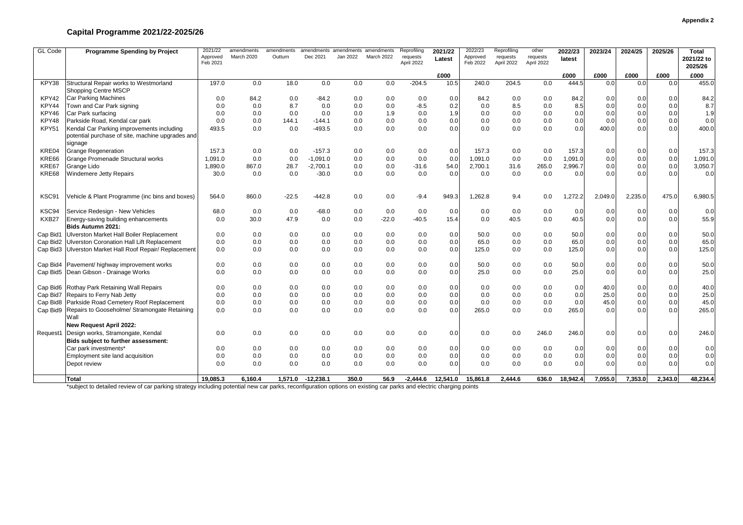Appendix 2

## Capital Programme 2021/22-2025/26

| GL Code | Programme Spending by Project | 2021/22 Approved Feb 2021 | amendments March 2020 | amendments Outturn | amendments Dec 2021 | amendments Jan 2022 | amendments March 2022 | Reprofiling requests April 2022 | 2021/22 Latest | 2022/23 Approved Feb 2022 | Reprofiling requests April 2022 | other requests April 2022 | 2022/23 latest | 2023/24 | 2024/25 | 2025/26 | Total 2021/22 to 2025/26 |
|---|---|---|---|---|---|---|---|---|---|---|---|---|---|---|---|---|---|
| | | | | | | | | | £000 | | | | £000 | £000 | £000 | £000 | £000 |
| KPY38 | Structural Repair works to Westmorland Shopping Centre MSCP | 197.0 | 0.0 | 18.0 | 0.0 | 0.0 | 0.0 | -204.5 | 10.5 | 240.0 | 204.5 | 0.0 | 444.5 | 0.0 | 0.0 | 0.0 | 455.0 |
| KPY42 | Car Parking Machines | 0.0 | 84.2 | 0.0 | -84.2 | 0.0 | 0.0 | 0.0 | 0.0 | 84.2 | 0.0 | 0.0 | 84.2 | 0.0 | 0.0 | 0.0 | 84.2 |
| KPY44 | Town and Car Park signing | 0.0 | 0.0 | 8.7 | 0.0 | 0.0 | 0.0 | -8.5 | 0.2 | 0.0 | 8.5 | 0.0 | 8.5 | 0.0 | 0.0 | 0.0 | 8.7 |
| KPY46 | Car Park surfacing | 0.0 | 0.0 | 0.0 | 0.0 | 0.0 | 1.9 | 0.0 | 1.9 | 0.0 | 0.0 | 0.0 | 0.0 | 0.0 | 0.0 | 0.0 | 1.9 |
| KPY48 | Parkside Road, Kendal car park | 0.0 | 0.0 | 144.1 | -144.1 | 0.0 | 0.0 | 0.0 | 0.0 | 0.0 | 0.0 | 0.0 | 0.0 | 0.0 | 0.0 | 0.0 | 0.0 |
| KPY51 | Kendal Car Parking improvements including potential purchase of site, machine upgrades and signage | 493.5 | 0.0 | 0.0 | -493.5 | 0.0 | 0.0 | 0.0 | 0.0 | 0.0 | 0.0 | 0.0 | 0.0 | 400.0 | 0.0 | 0.0 | 400.0 |
| KRE04 | Grange Regeneration | 157.3 | 0.0 | 0.0 | -157.3 | 0.0 | 0.0 | 0.0 | 0.0 | 157.3 | 0.0 | 0.0 | 157.3 | 0.0 | 0.0 | 0.0 | 157.3 |
| KRE66 | Grange Promenade Structural works | 1,091.0 | 0.0 | 0.0 | -1,091.0 | 0.0 | 0.0 | 0.0 | 0.0 | 1,091.0 | 0.0 | 0.0 | 1,091.0 | 0.0 | 0.0 | 0.0 | 1,091.0 |
| KRE67 | Grange Lido | 1,890.0 | 867.0 | 28.7 | -2,700.1 | 0.0 | 0.0 | -31.6 | 54.0 | 2,700.1 | 31.6 | 265.0 | 2,996.7 | 0.0 | 0.0 | 0.0 | 3,050.7 |
| KRE68 | Windemere Jetty Repairs | 30.0 | 0.0 | 0.0 | -30.0 | 0.0 | 0.0 | 0.0 | 0.0 | 0.0 | 0.0 | 0.0 | 0.0 | 0.0 | 0.0 | 0.0 | 0.0 |
| KSC91 | Vehicle & Plant Programme (inc bins and boxes) | 564.0 | 860.0 | -22.5 | -442.8 | 0.0 | 0.0 | -9.4 | 949.3 | 1,262.8 | 9.4 | 0.0 | 1,272.2 | 2,049.0 | 2,235.0 | 475.0 | 6,980.5 |
| KSC94 | Service Redesign - New Vehicles | 68.0 | 0.0 | 0.0 | -68.0 | 0.0 | 0.0 | 0.0 | 0.0 | 0.0 | 0.0 | 0.0 | 0.0 | 0.0 | 0.0 | 0.0 | 0.0 |
| KXB27 | Energy-saving building enhancements | 0.0 | 30.0 | 47.9 | 0.0 | 0.0 | -22.0 | -40.5 | 15.4 | 0.0 | 40.5 | 0.0 | 40.5 | 0.0 | 0.0 | 0.0 | 55.9 |
| | **Bids Autumn 2021:** | | | | | | | | | | | | | | | | |
| Cap Bid1 | Ulverston Market Hall Boiler Replacement | 0.0 | 0.0 | 0.0 | 0.0 | 0.0 | 0.0 | 0.0 | 0.0 | 50.0 | 0.0 | 0.0 | 50.0 | 0.0 | 0.0 | 0.0 | 50.0 |
| Cap Bid2 | Ulverston Coronation Hall Lift Replacement | 0.0 | 0.0 | 0.0 | 0.0 | 0.0 | 0.0 | 0.0 | 0.0 | 65.0 | 0.0 | 0.0 | 65.0 | 0.0 | 0.0 | 0.0 | 65.0 |
| Cap Bid3 | Ulverston Market Hall Roof Repair/ Replacement | 0.0 | 0.0 | 0.0 | 0.0 | 0.0 | 0.0 | 0.0 | 0.0 | 125.0 | 0.0 | 0.0 | 125.0 | 0.0 | 0.0 | 0.0 | 125.0 |
| Cap Bid4 | Pavement/ highway improvement works | 0.0 | 0.0 | 0.0 | 0.0 | 0.0 | 0.0 | 0.0 | 0.0 | 50.0 | 0.0 | 0.0 | 50.0 | 0.0 | 0.0 | 0.0 | 50.0 |
| Cap Bid5 | Dean Gibson - Drainage Works | 0.0 | 0.0 | 0.0 | 0.0 | 0.0 | 0.0 | 0.0 | 0.0 | 25.0 | 0.0 | 0.0 | 25.0 | 0.0 | 0.0 | 0.0 | 25.0 |
| Cap Bid6 | Rothay Park Retaining Wall Repairs | 0.0 | 0.0 | 0.0 | 0.0 | 0.0 | 0.0 | 0.0 | 0.0 | 0.0 | 0.0 | 0.0 | 0.0 | 40.0 | 0.0 | 0.0 | 40.0 |
| Cap Bid7 | Repairs to Ferry Nab Jetty | 0.0 | 0.0 | 0.0 | 0.0 | 0.0 | 0.0 | 0.0 | 0.0 | 0.0 | 0.0 | 0.0 | 0.0 | 25.0 | 0.0 | 0.0 | 25.0 |
| Cap Bid8 | Parkside Road Cemetery Roof Replacement | 0.0 | 0.0 | 0.0 | 0.0 | 0.0 | 0.0 | 0.0 | 0.0 | 0.0 | 0.0 | 0.0 | 0.0 | 45.0 | 0.0 | 0.0 | 45.0 |
| Cap Bid9 | Repairs to Gooseholme/ Stramongate Retaining Wall | 0.0 | 0.0 | 0.0 | 0.0 | 0.0 | 0.0 | 0.0 | 0.0 | 265.0 | 0.0 | 0.0 | 265.0 | 0.0 | 0.0 | 0.0 | 265.0 |
| | **New Request April 2022:** | | | | | | | | | | | | | | | | |
| Request1 | Design works, Stramongate, Kendal | 0.0 | 0.0 | 0.0 | 0.0 | 0.0 | 0.0 | 0.0 | 0.0 | 0.0 | 0.0 | 246.0 | 246.0 | 0.0 | 0.0 | 0.0 | 246.0 |
| | **Bids subject to further assessment:** | | | | | | | | | | | | | | | | |
| | Car park investments* | 0.0 | 0.0 | 0.0 | 0.0 | 0.0 | 0.0 | 0.0 | 0.0 | 0.0 | 0.0 | 0.0 | 0.0 | 0.0 | 0.0 | 0.0 | 0.0 |
| | Employment site land acquisition | 0.0 | 0.0 | 0.0 | 0.0 | 0.0 | 0.0 | 0.0 | 0.0 | 0.0 | 0.0 | 0.0 | 0.0 | 0.0 | 0.0 | 0.0 | 0.0 |
| | Depot review | 0.0 | 0.0 | 0.0 | 0.0 | 0.0 | 0.0 | 0.0 | 0.0 | 0.0 | 0.0 | 0.0 | 0.0 | 0.0 | 0.0 | 0.0 | 0.0 |
| | **Total** | **19,085.3** | **6,160.4** | **1,571.0** | **-12,238.1** | **350.0** | **56.9** | **-2,444.6** | **12,541.0** | **15,861.8** | **2,444.6** | **636.0** | **18,942.4** | **7,055.0** | **7,353.0** | **2,343.0** | **48,234.4** |

*subject to detailed review of car parking strategy including potential new car parks, reconfiguration options on existing car parks and electric charging points